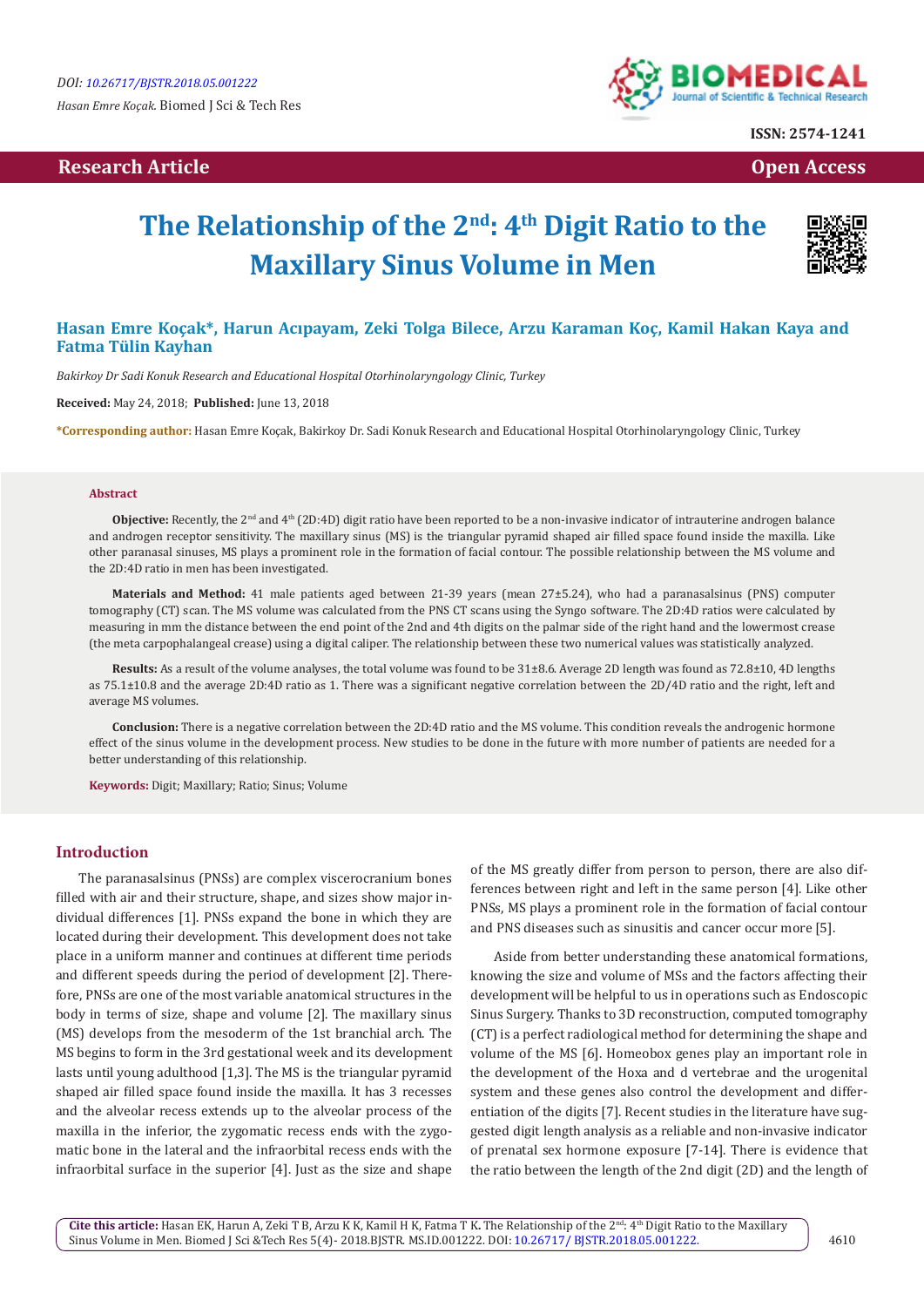**Research Article**

**Open Access**

# The Relationship of the 2nd: 4th Digit Ratio to the Maxillary Sinus Volume in Men

**Hasan Emre Koçak*, Harun Acıpayam, Zeki Tolga Bilece, Arzu Karaman Koç, Kamil Hakan Kaya and Fatma Tülin Kayhan**

*Bakirkoy Dr Sadi Konuk Research and Educational Hospital Otorhinolaryngology Clinic, Turkey*

**Received:** May 24, 2018; **Published:** June 13, 2018

***Corresponding author:** Hasan Emre Koçak, Bakirkoy Dr. Sadi Konuk Research and Educational Hospital Otorhinolaryngology Clinic, Turkey

## Abstract

**Objective:** Recently, the 2nd and 4th (2D:4D) digit ratio have been reported to be a non-invasive indicator of intrauterine androgen balance and androgen receptor sensitivity. The maxillary sinus (MS) is the triangular pyramid shaped air filled space found inside the maxilla. Like other paranasal sinuses, MS plays a prominent role in the formation of facial contour. The possible relationship between the MS volume and the 2D:4D ratio in men has been investigated.

**Materials and Method:** 41 male patients aged between 21-39 years (mean 27±5.24), who had a paranasalsinus (PNS) computer tomography (CT) scan. The MS volume was calculated from the PNS CT scans using the Syngo software. The 2D:4D ratios were calculated by measuring in mm the distance between the end point of the 2nd and 4th digits on the palmar side of the right hand and the lowermost crease (the meta carpophalangeal crease) using a digital caliper. The relationship between these two numerical values was statistically analyzed.

**Results:** As a result of the volume analyses, the total volume was found to be 31±8.6. Average 2D length was found as 72.8±10, 4D lengths as 75.1±10.8 and the average 2D:4D ratio as 1. There was a significant negative correlation between the 2D/4D ratio and the right, left and average MS volumes.

**Conclusion:** There is a negative correlation between the 2D:4D ratio and the MS volume. This condition reveals the androgenic hormone effect of the sinus volume in the development process. New studies to be done in the future with more number of patients are needed for a better understanding of this relationship.

**Keywords:** Digit; Maxillary; Ratio; Sinus; Volume

## Introduction

The paranasalsinus (PNSs) are complex viscerocranium bones filled with air and their structure, shape, and sizes show major individual differences [1]. PNSs expand the bone in which they are located during their development. This development does not take place in a uniform manner and continues at different time periods and different speeds during the period of development [2]. Therefore, PNSs are one of the most variable anatomical structures in the body in terms of size, shape and volume [2]. The maxillary sinus (MS) develops from the mesoderm of the 1st branchial arch. The MS begins to form in the 3rd gestational week and its development lasts until young adulthood [1,3]. The MS is the triangular pyramid shaped air filled space found inside the maxilla. It has 3 recesses and the alveolar recess extends up to the alveolar process of the maxilla in the inferior, the zygomatic recess ends with the zygomatic bone in the lateral and the infraorbital recess ends with the infraorbital surface in the superior [4]. Just as the size and shape of the MS greatly differ from person to person, there are also differences between right and left in the same person [4]. Like other PNSs, MS plays a prominent role in the formation of facial contour and PNS diseases such as sinusitis and cancer occur more [5].

Aside from better understanding these anatomical formations, knowing the size and volume of MSs and the factors affecting their development will be helpful to us in operations such as Endoscopic Sinus Surgery. Thanks to 3D reconstruction, computed tomography (CT) is a perfect radiological method for determining the shape and volume of the MS [6]. Homeobox genes play an important role in the development of the Hoxa and d vertebrae and the urogenital system and these genes also control the development and differentiation of the digits [7]. Recent studies in the literature have suggested digit length analysis as a reliable and non-invasive indicator of prenatal sex hormone exposure [7-14]. There is evidence that the ratio between the length of the 2nd digit (2D) and the length of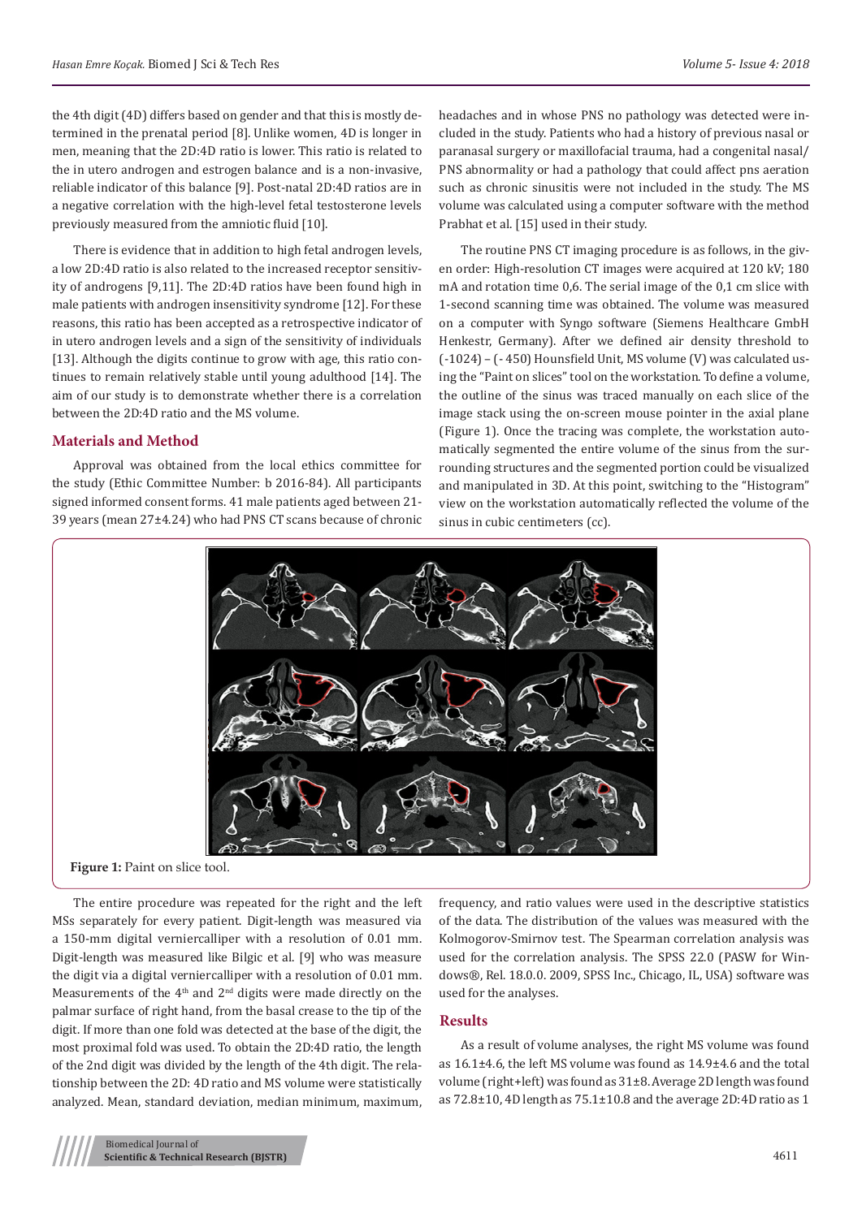the 4th digit (4D) differs based on gender and that this is mostly determined in the prenatal period [8]. Unlike women, 4D is longer in men, meaning that the 2D:4D ratio is lower. This ratio is related to the in utero androgen and estrogen balance and is a non-invasive, reliable indicator of this balance [9]. Post-natal 2D:4D ratios are in a negative correlation with the high-level fetal testosterone levels previously measured from the amniotic fluid [10].

There is evidence that in addition to high fetal androgen levels, a low 2D:4D ratio is also related to the increased receptor sensitivity of androgens [9,11]. The 2D:4D ratios have been found high in male patients with androgen insensitivity syndrome [12]. For these reasons, this ratio has been accepted as a retrospective indicator of in utero androgen levels and a sign of the sensitivity of individuals [13]. Although the digits continue to grow with age, this ratio continues to remain relatively stable until young adulthood [14]. The aim of our study is to demonstrate whether there is a correlation between the 2D:4D ratio and the MS volume.

## Materials and Method

Approval was obtained from the local ethics committee for the study (Ethic Committee Number: b 2016-84). All participants signed informed consent forms. 41 male patients aged between 21-39 years (mean 27±4.24) who had PNS CT scans because of chronic headaches and in whose PNS no pathology was detected were included in the study. Patients who had a history of previous nasal or paranasal surgery or maxillofacial trauma, had a congenital nasal/PNS abnormality or had a pathology that could affect pns aeration such as chronic sinusitis were not included in the study. The MS volume was calculated using a computer software with the method Prabhat et al. [15] used in their study.

The routine PNS CT imaging procedure is as follows, in the given order: High-resolution CT images were acquired at 120 kV; 180 mA and rotation time 0,6. The serial image of the 0,1 cm slice with 1-second scanning time was obtained. The volume was measured on a computer with Syngo software (Siemens Healthcare GmbH Henkestr, Germany). After we defined air density threshold to (-1024) – (- 450) Hounsfield Unit, MS volume (V) was calculated using the "Paint on slices" tool on the workstation. To define a volume, the outline of the sinus was traced manually on each slice of the image stack using the on-screen mouse pointer in the axial plane (Figure 1). Once the tracing was complete, the workstation automatically segmented the entire volume of the sinus from the surrounding structures and the segmented portion could be visualized and manipulated in 3D. At this point, switching to the "Histogram" view on the workstation automatically reflected the volume of the sinus in cubic centimeters (cc).

**Figure 1:** Paint on slice tool.

The entire procedure was repeated for the right and the left MSs separately for every patient. Digit-length was measured via a 150-mm digital verniercalliper with a resolution of 0.01 mm. Digit-length was measured like Bilgic et al. [9] who was measure the digit via a digital verniercalliper with a resolution of 0.01 mm. Measurements of the 4th and 2nd digits were made directly on the palmar surface of right hand, from the basal crease to the tip of the digit. If more than one fold was detected at the base of the digit, the most proximal fold was used. To obtain the 2D:4D ratio, the length of the 2nd digit was divided by the length of the 4th digit. The relationship between the 2D: 4D ratio and MS volume were statistically analyzed. Mean, standard deviation, median minimum, maximum, frequency, and ratio values were used in the descriptive statistics of the data. The distribution of the values was measured with the Kolmogorov-Smirnov test. The Spearman correlation analysis was used for the correlation analysis. The SPSS 22.0 (PASW for Windows®, Rel. 18.0.0. 2009, SPSS Inc., Chicago, IL, USA) software was used for the analyses.

## Results

As a result of volume analyses, the right MS volume was found as 16.1±4.6, the left MS volume was found as 14.9±4.6 and the total volume (right+left) was found as 31±8. Average 2D length was found as 72.8±10, 4D length as 75.1±10.8 and the average 2D:4D ratio as 1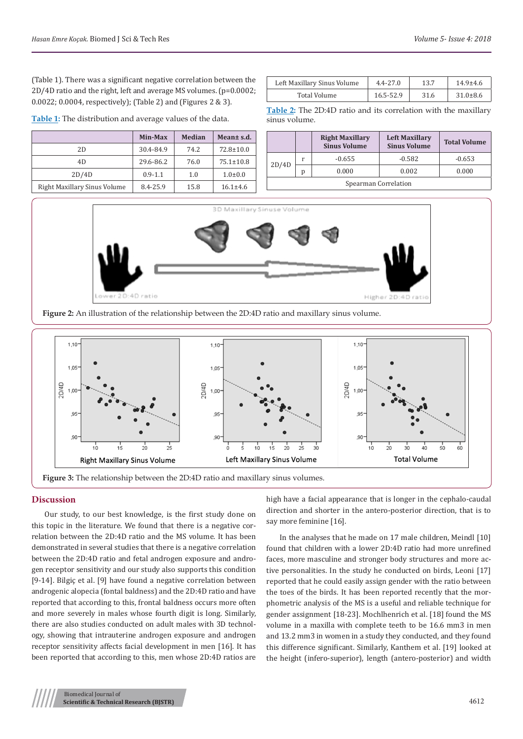(Table 1). There was a significant negative correlation between the 2D/4D ratio and the right, left and average MS volumes. (p=0.0002; 0.0022; 0.0004, respectively); (Table 2) and (Figures 2 & 3).

Table 1: The distribution and average values of the data.

| | Min-Max | Median | Mean± s.d. |
|---|---|---|---|
| 2D | 30.4-84.9 | 74.2 | 72.8±10.0 |
| 4D | 29.6-86.2 | 76.0 | 75.1±10.8 |
| 2D/4D | 0.9-1.1 | 1.0 | 1.0±0.0 |
| Right Maxillary Sinus Volume | 8.4-25.9 | 15.8 | 16.1±4.6 |
| Left Maxillary Sinus Volume | 4.4-27.0 | 13.7 | 14.9±4.6 |
| Total Volume | 16.5-52.9 | 31.6 | 31.0±8.6 |

Table 2: The 2D:4D ratio and its correlation with the maxillary sinus volume.

| | | Right Maxillary Sinus Volume | Left Maxillary Sinus Volume | Total Volume |
|---|---|---|---|---|
| 2D/4D | r | -0.655 | -0.582 | -0.653 |
| | p | 0.000 | 0.002 | 0.000 |
| Spearman Correlation | | | | |

Figure 2: An illustration of the relationship between the 2D:4D ratio and maxillary sinus volume.

Figure 3: The relationship between the 2D:4D ratio and maxillary sinus volumes.

## Discussion

Our study, to our best knowledge, is the first study done on this topic in the literature. We found that there is a negative correlation between the 2D:4D ratio and the MS volume. It has been demonstrated in several studies that there is a negative correlation between the 2D:4D ratio and fetal androgen exposure and androgen receptor sensitivity and our study also supports this condition [9-14]. Bilgiç et al. [9] have found a negative correlation between androgenic alopecia (fontal baldness) and the 2D:4D ratio and have reported that according to this, frontal baldness occurs more often and more severely in males whose fourth digit is long. Similarly, there are also studies conducted on adult males with 3D technology, showing that intrauterine androgen exposure and androgen receptor sensitivity affects facial development in men [16]. It has been reported that according to this, men whose 2D:4D ratios are high have a facial appearance that is longer in the cephalo-caudal direction and shorter in the antero-posterior direction, that is to say more feminine [16].

In the analyses that he made on 17 male children, Meindl [10] found that children with a lower 2D:4D ratio had more unrefined faces, more masculine and stronger body structures and more active personalities. In the study he conducted on birds, Leoni [17] reported that he could easily assign gender with the ratio between the toes of the birds. It has been reported recently that the morphometric analysis of the MS is a useful and reliable technique for gender assignment [18-23]. Mochlhenrich et al. [18] found the MS volume in a maxilla with complete teeth to be 16.6 mm3 in men and 13.2 mm3 in women in a study they conducted, and they found this difference significant. Similarly, Kanthem et al. [19] looked at the height (infero-superior), length (antero-posterior) and width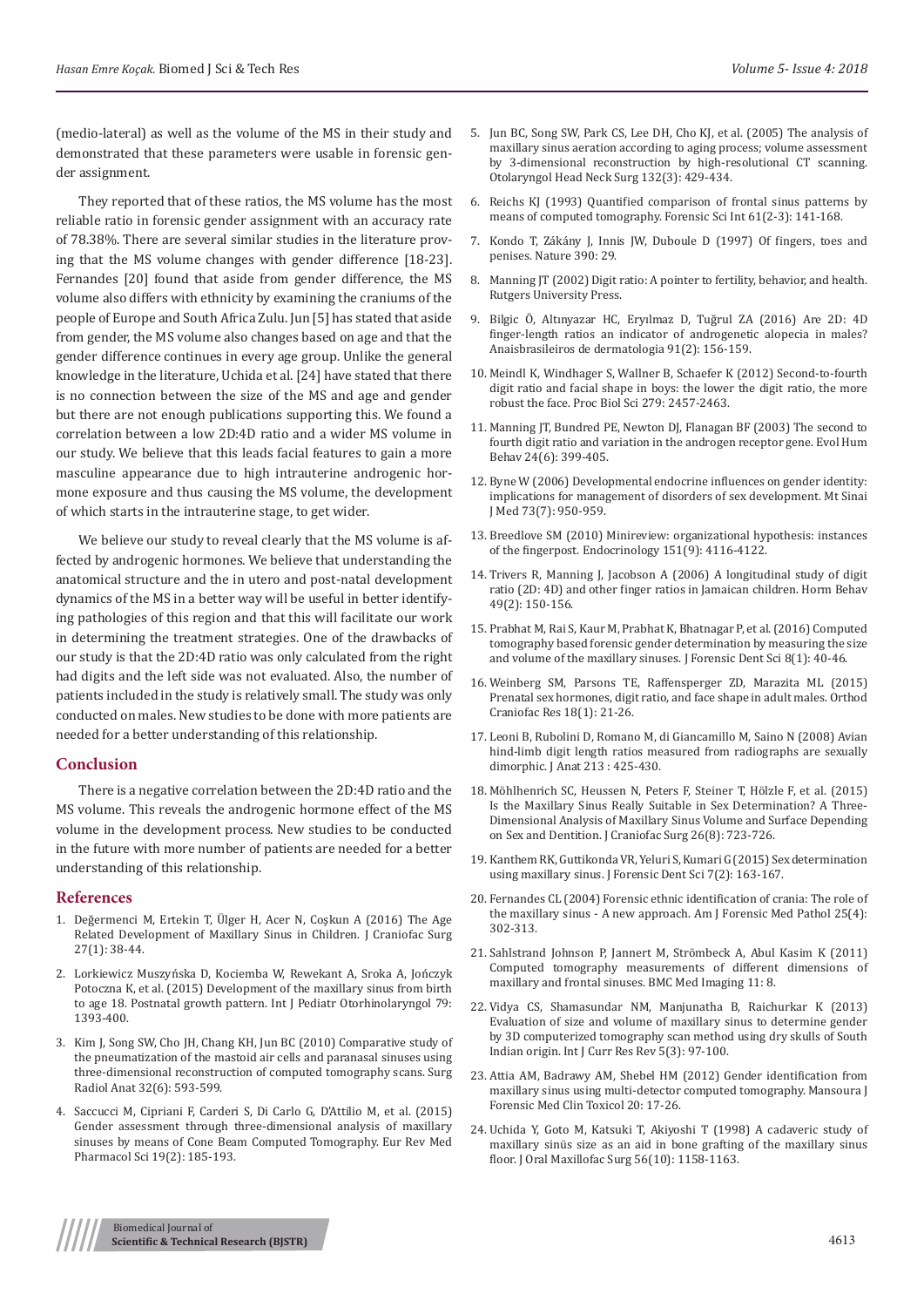(medio-lateral) as well as the volume of the MS in their study and demonstrated that these parameters were usable in forensic gender assignment.

They reported that of these ratios, the MS volume has the most reliable ratio in forensic gender assignment with an accuracy rate of 78.38%. There are several similar studies in the literature proving that the MS volume changes with gender difference [18-23]. Fernandes [20] found that aside from gender difference, the MS volume also differs with ethnicity by examining the craniums of the people of Europe and South Africa Zulu. Jun [5] has stated that aside from gender, the MS volume also changes based on age and that the gender difference continues in every age group. Unlike the general knowledge in the literature, Uchida et al. [24] have stated that there is no connection between the size of the MS and age and gender but there are not enough publications supporting this. We found a correlation between a low 2D:4D ratio and a wider MS volume in our study. We believe that this leads facial features to gain a more masculine appearance due to high intrauterine androgenic hormone exposure and thus causing the MS volume, the development of which starts in the intrauterine stage, to get wider.

We believe our study to reveal clearly that the MS volume is affected by androgenic hormones. We believe that understanding the anatomical structure and the in utero and post-natal development dynamics of the MS in a better way will be useful in better identifying pathologies of this region and that this will facilitate our work in determining the treatment strategies. One of the drawbacks of our study is that the 2D:4D ratio was only calculated from the right had digits and the left side was not evaluated. Also, the number of patients included in the study is relatively small. The study was only conducted on males. New studies to be done with more patients are needed for a better understanding of this relationship.

## Conclusion

There is a negative correlation between the 2D:4D ratio and the MS volume. This reveals the androgenic hormone effect of the MS volume in the development process. New studies to be conducted in the future with more number of patients are needed for a better understanding of this relationship.

## References

1. Değermenci M, Ertekin T, Ülger H, Acer N, Coşkun A (2016) The Age Related Development of Maxillary Sinus in Children. J Craniofac Surg 27(1): 38-44.
2. Lorkiewicz Muszyńska D, Kociemba W, Rewekant A, Sroka A, Jończyk Potoczna K, et al. (2015) Development of the maxillary sinus from birth to age 18. Postnatal growth pattern. Int J Pediatr Otorhinolaryngol 79: 1393-400.
3. Kim J, Song SW, Cho JH, Chang KH, Jun BC (2010) Comparative study of the pneumatization of the mastoid air cells and paranasal sinuses using three-dimensional reconstruction of computed tomography scans. Surg Radiol Anat 32(6): 593-599.
4. Saccucci M, Cipriani F, Carderi S, Di Carlo G, D'Attilio M, et al. (2015) Gender assessment through three-dimensional analysis of maxillary sinuses by means of Cone Beam Computed Tomography. Eur Rev Med Pharmacol Sci 19(2): 185-193.
5. Jun BC, Song SW, Park CS, Lee DH, Cho KJ, et al. (2005) The analysis of maxillary sinus aeration according to aging process; volume assessment by 3-dimensional reconstruction by high-resolutional CT scanning. Otolaryngol Head Neck Surg 132(3): 429-434.
6. Reichs KJ (1993) Quantified comparison of frontal sinus patterns by means of computed tomography. Forensic Sci Int 61(2-3): 141-168.
7. Kondo T, Zákány J, Innis JW, Duboule D (1997) Of fingers, toes and penises. Nature 390: 29.
8. Manning JT (2002) Digit ratio: A pointer to fertility, behavior, and health. Rutgers University Press.
9. Bilgic Ö, Altınyazar HC, Eryılmaz D, Tuğrul ZA (2016) Are 2D: 4D finger-length ratios an indicator of androgenetic alopecia in males? Anaisbrasileiros de dermatologia 91(2): 156-159.
10. Meindl K, Windhager S, Wallner B, Schaefer K (2012) Second-to-fourth digit ratio and facial shape in boys: the lower the digit ratio, the more robust the face. Proc Biol Sci 279: 2457-2463.
11. Manning JT, Bundred PE, Newton DJ, Flanagan BF (2003) The second to fourth digit ratio and variation in the androgen receptor gene. Evol Hum Behav 24(6): 399-405.
12. Byne W (2006) Developmental endocrine influences on gender identity: implications for management of disorders of sex development. Mt Sinai J Med 73(7): 950-959.
13. Breedlove SM (2010) Minireview: organizational hypothesis: instances of the fingerpost. Endocrinology 151(9): 4116-4122.
14. Trivers R, Manning J, Jacobson A (2006) A longitudinal study of digit ratio (2D: 4D) and other finger ratios in Jamaican children. Horm Behav 49(2): 150-156.
15. Prabhat M, Rai S, Kaur M, Prabhat K, Bhatnagar P, et al. (2016) Computed tomography based forensic gender determination by measuring the size and volume of the maxillary sinuses. J Forensic Dent Sci 8(1): 40-46.
16. Weinberg SM, Parsons TE, Raffensperger ZD, Marazita ML (2015) Prenatal sex hormones, digit ratio, and face shape in adult males. Orthod Craniofac Res 18(1): 21-26.
17. Leoni B, Rubolini D, Romano M, di Giancamillo M, Saino N (2008) Avian hind-limb digit length ratios measured from radiographs are sexually dimorphic. J Anat 213 : 425-430.
18. Möhlhenrich SC, Heussen N, Peters F, Steiner T, Hölzle F, et al. (2015) Is the Maxillary Sinus Really Suitable in Sex Determination? A Three-Dimensional Analysis of Maxillary Sinus Volume and Surface Depending on Sex and Dentition. J Craniofac Surg 26(8): 723-726.
19. Kanthem RK, Guttikonda VR, Yeluri S, Kumari G (2015) Sex determination using maxillary sinus. J Forensic Dent Sci 7(2): 163-167.
20. Fernandes CL (2004) Forensic ethnic identification of crania: The role of the maxillary sinus - A new approach. Am J Forensic Med Pathol 25(4): 302-313.
21. Sahlstrand Johnson P, Jannert M, Strömbeck A, Abul Kasim K (2011) Computed tomography measurements of different dimensions of maxillary and frontal sinuses. BMC Med Imaging 11: 8.
22. Vidya CS, Shamasundar NM, Manjunatha B, Raichurkar K (2013) Evaluation of size and volume of maxillary sinus to determine gender by 3D computerized tomography scan method using dry skulls of South Indian origin. Int J Curr Res Rev 5(3): 97-100.
23. Attia AM, Badrawy AM, Shebel HM (2012) Gender identification from maxillary sinus using multi-detector computed tomography. Mansoura J Forensic Med Clin Toxicol 20: 17-26.
24. Uchida Y, Goto M, Katsuki T, Akiyoshi T (1998) A cadaveric study of maxillary sinüs size as an aid in bone grafting of the maxillary sinus floor. J Oral Maxillofac Surg 56(10): 1158-1163.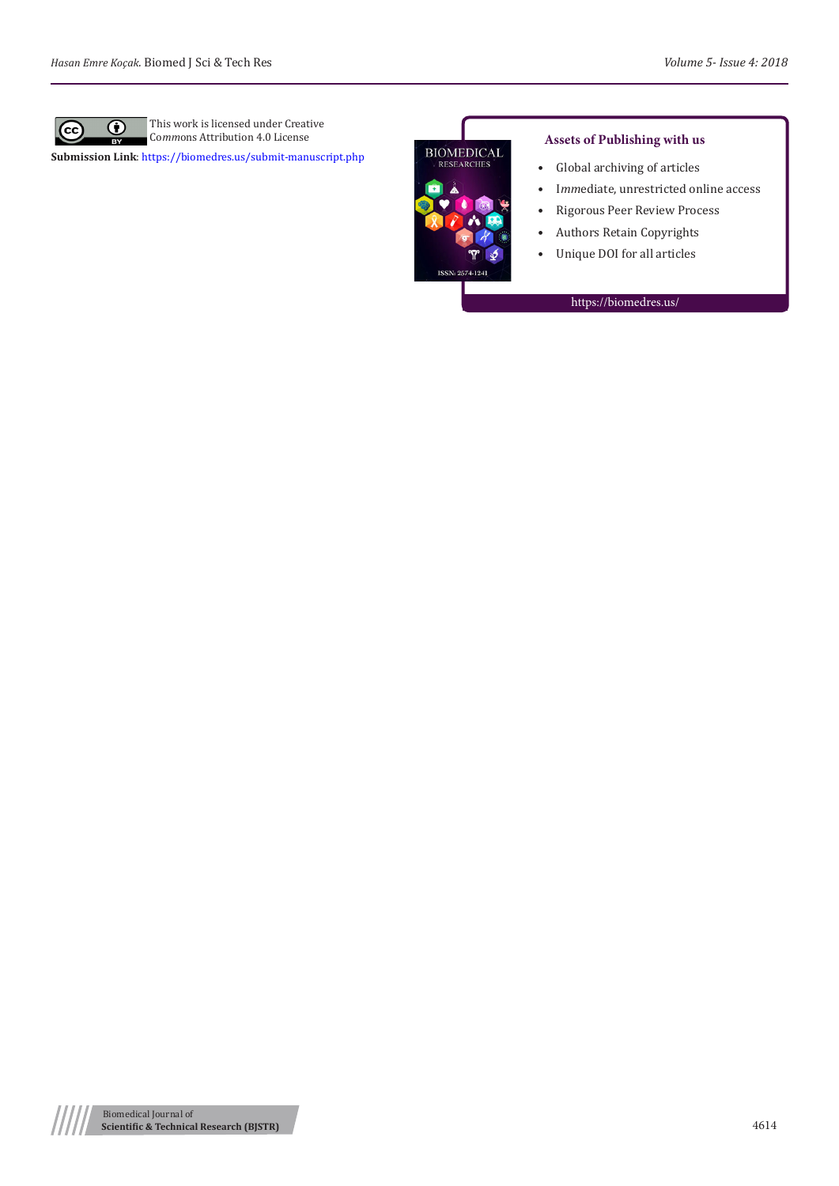This work is licensed under Creative Commons Attribution 4.0 License

**Submission Link**: https://biomedres.us/submit-manuscript.php

### Assets of Publishing with us

- Global archiving of articles
- Immediate, unrestricted online access
- Rigorous Peer Review Process
- Authors Retain Copyrights
- Unique DOI for all articles

https://biomedres.us/